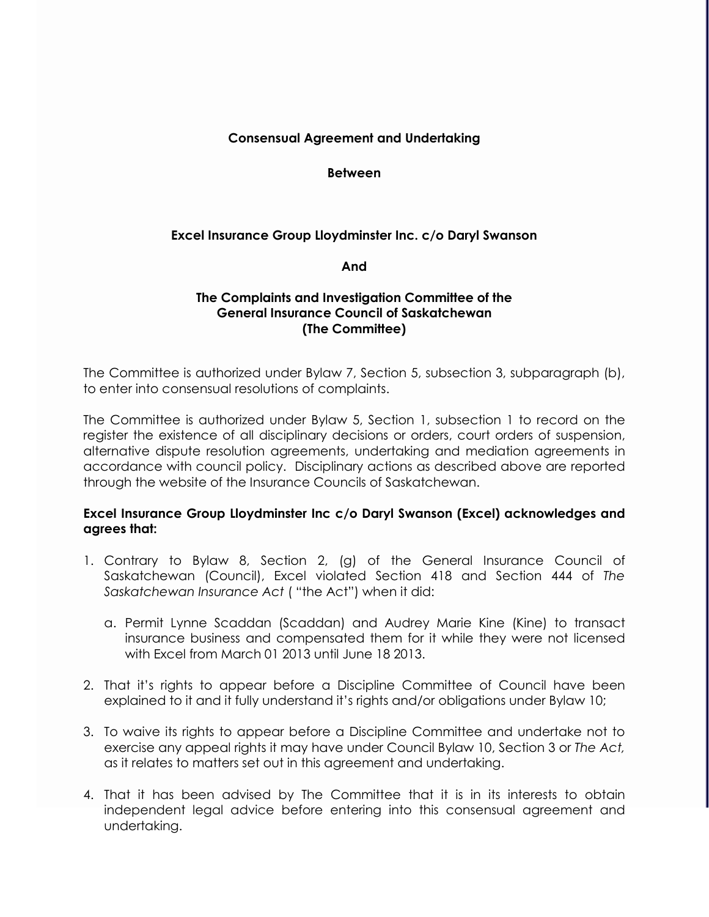**Consensual Agreement and Undertaking**

**Between**

**Excel Insurance Group Lloydminster Inc. c/o Daryl Swanson**

**And**

**The Complaints and Investigation Committee of the General Insurance Council of Saskatchewan (The Committee)**

The Committee is authorized under Bylaw 7, Section 5, subsection 3, subparagraph (b), to enter into consensual resolutions of complaints.

The Committee is authorized under Bylaw 5, Section 1, subsection 1 to record on the register the existence of all disciplinary decisions or orders, court orders of suspension, alternative dispute resolution agreements, undertaking and mediation agreements in accordance with council policy. Disciplinary actions as described above are reported through the website of the Insurance Councils of Saskatchewan.

**Excel Insurance Group Lloydminster Inc c/o Daryl Swanson (Excel) acknowledges and agrees that:**

1. Contrary to Bylaw 8, Section 2, (g) of the General Insurance Council of Saskatchewan (Council), Excel violated Section 418 and Section 444 of *The Saskatchewan Insurance Act* ( "the Act") when it did:

   a. Permit Lynne Scaddan (Scaddan) and Audrey Marie Kine (Kine) to transact insurance business and compensated them for it while they were not licensed with Excel from March 01 2013 until June 18 2013.

2. That it's rights to appear before a Discipline Committee of Council have been explained to it and it fully understand it's rights and/or obligations under Bylaw 10;

3. To waive its rights to appear before a Discipline Committee and undertake not to exercise any appeal rights it may have under Council Bylaw 10, Section 3 or *The Act,* as it relates to matters set out in this agreement and undertaking.

4. That it has been advised by The Committee that it is in its interests to obtain independent legal advice before entering into this consensual agreement and undertaking.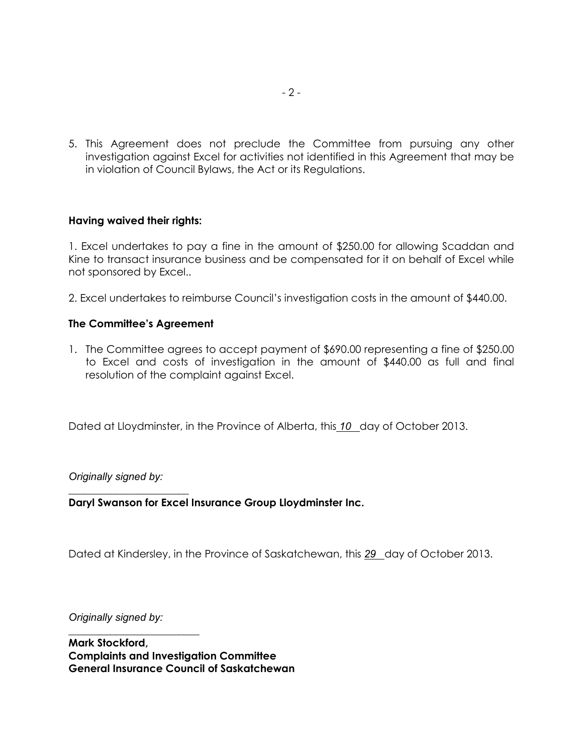5. This Agreement does not preclude the Committee from pursuing any other investigation against Excel for activities not identified in this Agreement that may be in violation of Council Bylaws, the Act or its Regulations.

**Having waived their rights:**

1. Excel undertakes to pay a fine in the amount of $250.00 for allowing Scaddan and Kine to transact insurance business and be compensated for it on behalf of Excel while not sponsored by Excel..

2. Excel undertakes to reimburse Council's investigation costs in the amount of $440.00.

**The Committee's Agreement**

1. The Committee agrees to accept payment of $690.00 representing a fine of $250.00 to Excel and costs of investigation in the amount of $440.00 as full and final resolution of the complaint against Excel.

Dated at Lloydminster, in the Province of Alberta, this ***10*** day of October 2013.

*Originally signed by:*

\_\_\_\_\_\_\_\_\_\_\_\_\_\_\_\_\_\_\_\_\_\_

**Daryl Swanson for Excel Insurance Group Lloydminster Inc.**

Dated at Kindersley, in the Province of Saskatchewan, this ***29*** day of October 2013.

*Originally signed by:*

\_\_\_\_\_\_\_\_\_\_\_\_\_\_\_\_\_\_\_\_\_\_\_\_

**Mark Stockford,**
**Complaints and Investigation Committee**
**General Insurance Council of Saskatchewan**